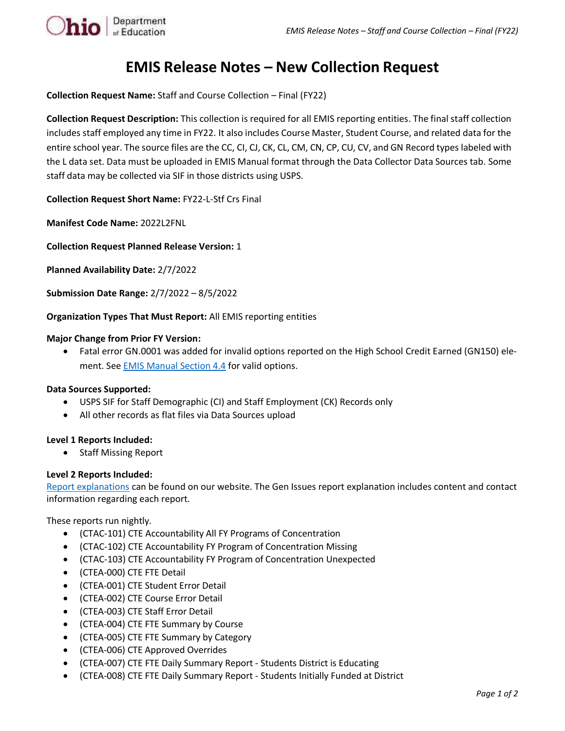# EMIS Release Notes – New Collection Request

**Collection Request Name:** Staff and Course Collection – Final (FY22)

**Collection Request Description:** This collection is required for all EMIS reporting entities. The final staff collection includes staff employed any time in FY22. It also includes Course Master, Student Course, and related data for the entire school year. The source files are the CC, CI, CJ, CK, CL, CM, CN, CP, CU, CV, and GN Record types labeled with the L data set. Data must be uploaded in EMIS Manual format through the Data Collector Data Sources tab. Some staff data may be collected via SIF in those districts using USPS.

**Collection Request Short Name:** FY22-L-Stf Crs Final

**Manifest Code Name:** 2022L2FNL

**Collection Request Planned Release Version:** 1

**Planned Availability Date:** 2/7/2022

**Submission Date Range:** 2/7/2022 – 8/5/2022

**Organization Types That Must Report:** All EMIS reporting entities

**Major Change from Prior FY Version:**

- Fatal error GN.0001 was added for invalid options reported on the High School Credit Earned (GN150) element. See EMIS Manual Section 4.4 for valid options.

**Data Sources Supported:**

- USPS SIF for Staff Demographic (CI) and Staff Employment (CK) Records only
- All other records as flat files via Data Sources upload

**Level 1 Reports Included:**

- Staff Missing Report

**Level 2 Reports Included:**

Report explanations can be found on our website. The Gen Issues report explanation includes content and contact information regarding each report.

These reports run nightly.

- (CTAC-101) CTE Accountability All FY Programs of Concentration
- (CTAC-102) CTE Accountability FY Program of Concentration Missing
- (CTAC-103) CTE Accountability FY Program of Concentration Unexpected
- (CTEA-000) CTE FTE Detail
- (CTEA-001) CTE Student Error Detail
- (CTEA-002) CTE Course Error Detail
- (CTEA-003) CTE Staff Error Detail
- (CTEA-004) CTE FTE Summary by Course
- (CTEA-005) CTE FTE Summary by Category
- (CTEA-006) CTE Approved Overrides
- (CTEA-007) CTE FTE Daily Summary Report - Students District is Educating
- (CTEA-008) CTE FTE Daily Summary Report - Students Initially Funded at District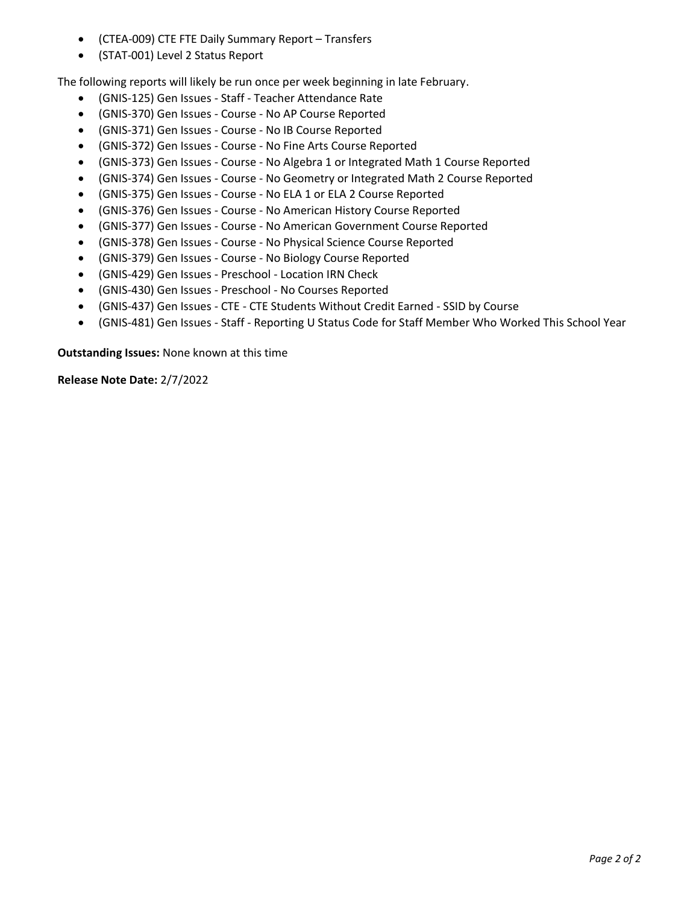- (CTEA-009) CTE FTE Daily Summary Report – Transfers
- (STAT-001) Level 2 Status Report

The following reports will likely be run once per week beginning in late February.

- (GNIS-125) Gen Issues - Staff - Teacher Attendance Rate
- (GNIS-370) Gen Issues - Course - No AP Course Reported
- (GNIS-371) Gen Issues - Course - No IB Course Reported
- (GNIS-372) Gen Issues - Course - No Fine Arts Course Reported
- (GNIS-373) Gen Issues - Course - No Algebra 1 or Integrated Math 1 Course Reported
- (GNIS-374) Gen Issues - Course - No Geometry or Integrated Math 2 Course Reported
- (GNIS-375) Gen Issues - Course - No ELA 1 or ELA 2 Course Reported
- (GNIS-376) Gen Issues - Course - No American History Course Reported
- (GNIS-377) Gen Issues - Course - No American Government Course Reported
- (GNIS-378) Gen Issues - Course - No Physical Science Course Reported
- (GNIS-379) Gen Issues - Course - No Biology Course Reported
- (GNIS-429) Gen Issues - Preschool - Location IRN Check
- (GNIS-430) Gen Issues - Preschool - No Courses Reported
- (GNIS-437) Gen Issues - CTE - CTE Students Without Credit Earned - SSID by Course
- (GNIS-481) Gen Issues - Staff - Reporting U Status Code for Staff Member Who Worked This School Year

**Outstanding Issues:** None known at this time

**Release Note Date:** 2/7/2022